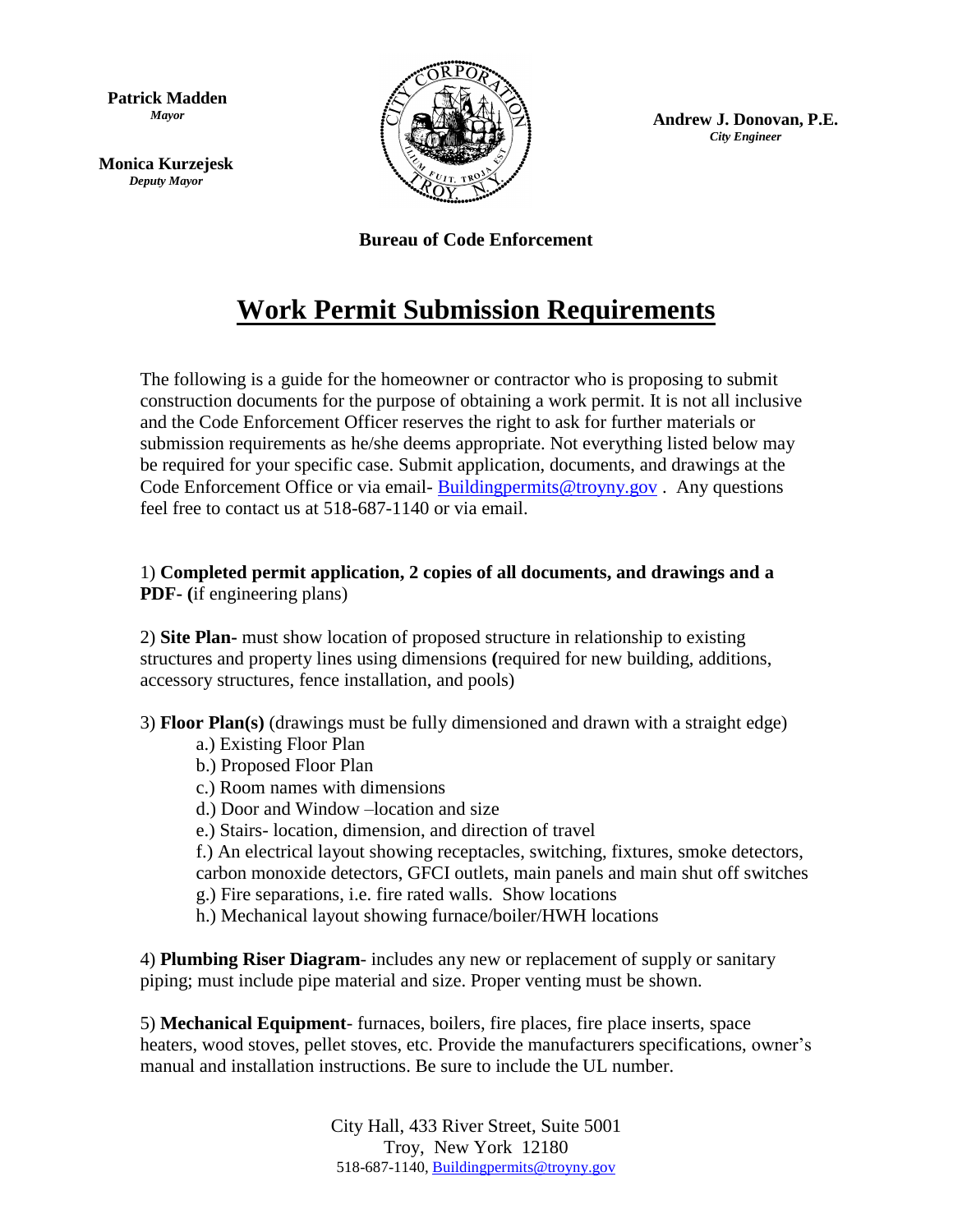**Patrick Madden**
*Mayor*

**Monica Kurzejesk**
*Deputy Mayor*

**Andrew J. Donovan, P.E.**
*City Engineer*

**Bureau of Code Enforcement**

# Work Permit Submission Requirements

The following is a guide for the homeowner or contractor who is proposing to submit construction documents for the purpose of obtaining a work permit. It is not all inclusive and the Code Enforcement Officer reserves the right to ask for further materials or submission requirements as he/she deems appropriate. Not everything listed below may be required for your specific case. Submit application, documents, and drawings at the Code Enforcement Office or via email- Buildingpermits@troyny.gov . Any questions feel free to contact us at 518-687-1140 or via email.

1) **Completed permit application, 2 copies of all documents, and drawings and a PDF- (**if engineering plans)

2) **Site Plan-** must show location of proposed structure in relationship to existing structures and property lines using dimensions **(**required for new building, additions, accessory structures, fence installation, and pools)

3) **Floor Plan(s)** (drawings must be fully dimensioned and drawn with a straight edge)

- a.) Existing Floor Plan
- b.) Proposed Floor Plan
- c.) Room names with dimensions
- d.) Door and Window –location and size
- e.) Stairs- location, dimension, and direction of travel
- f.) An electrical layout showing receptacles, switching, fixtures, smoke detectors, carbon monoxide detectors, GFCI outlets, main panels and main shut off switches
- g.) Fire separations, i.e. fire rated walls. Show locations
- h.) Mechanical layout showing furnace/boiler/HWH locations

4) **Plumbing Riser Diagram**- includes any new or replacement of supply or sanitary piping; must include pipe material and size. Proper venting must be shown.

5) **Mechanical Equipment**- furnaces, boilers, fire places, fire place inserts, space heaters, wood stoves, pellet stoves, etc. Provide the manufacturers specifications, owner's manual and installation instructions. Be sure to include the UL number.

City Hall, 433 River Street, Suite 5001
Troy, New York 12180
518-687-1140, Buildingpermits@troyny.gov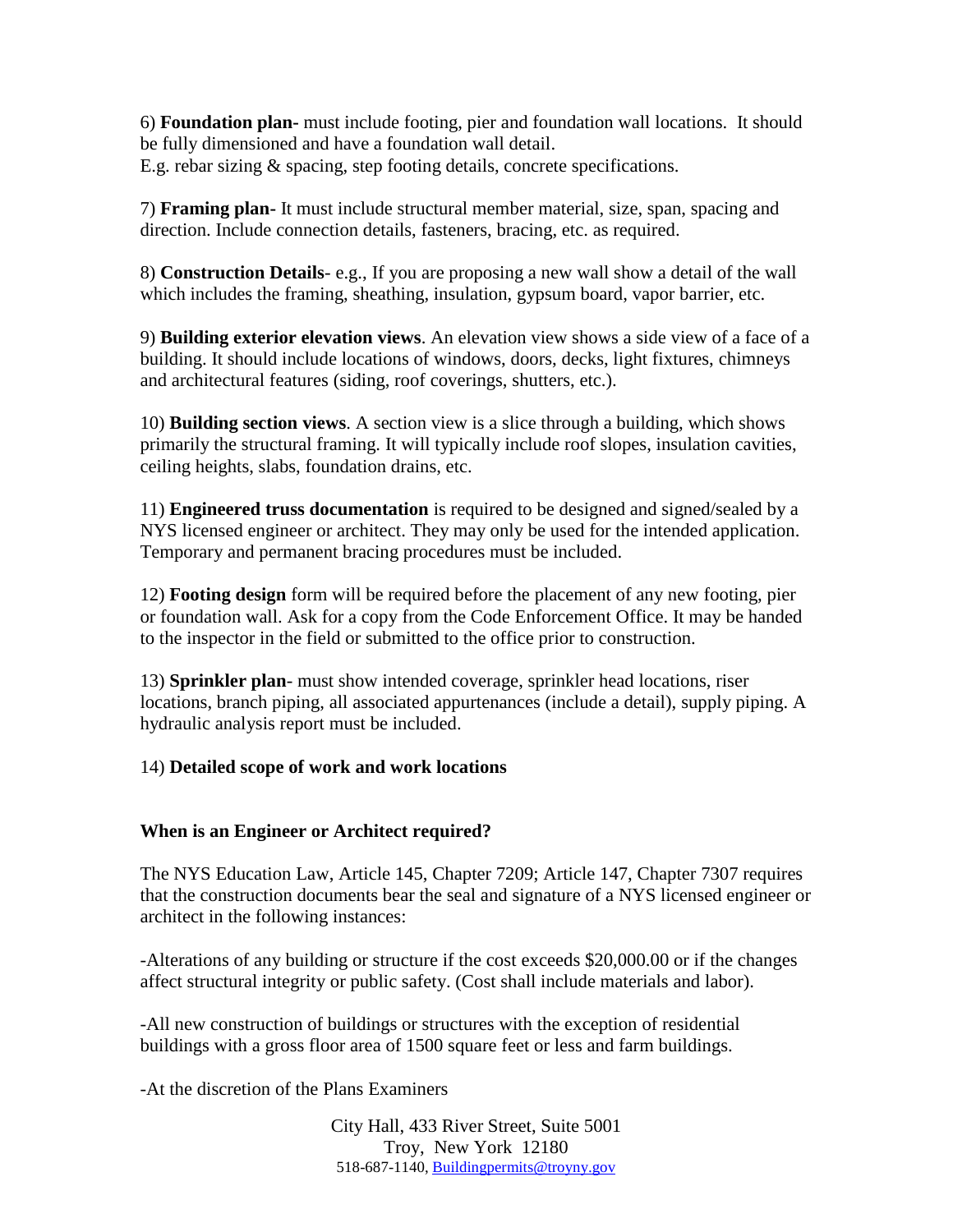6) **Foundation plan-** must include footing, pier and foundation wall locations. It should be fully dimensioned and have a foundation wall detail.
E.g. rebar sizing & spacing, step footing details, concrete specifications.

7) **Framing plan-** It must include structural member material, size, span, spacing and direction. Include connection details, fasteners, bracing, etc. as required.

8) **Construction Details**- e.g., If you are proposing a new wall show a detail of the wall which includes the framing, sheathing, insulation, gypsum board, vapor barrier, etc.

9) **Building exterior elevation views**. An elevation view shows a side view of a face of a building. It should include locations of windows, doors, decks, light fixtures, chimneys and architectural features (siding, roof coverings, shutters, etc.).

10) **Building section views**. A section view is a slice through a building, which shows primarily the structural framing. It will typically include roof slopes, insulation cavities, ceiling heights, slabs, foundation drains, etc.

11) **Engineered truss documentation** is required to be designed and signed/sealed by a NYS licensed engineer or architect. They may only be used for the intended application. Temporary and permanent bracing procedures must be included.

12) **Footing design** form will be required before the placement of any new footing, pier or foundation wall. Ask for a copy from the Code Enforcement Office. It may be handed to the inspector in the field or submitted to the office prior to construction.

13) **Sprinkler plan**- must show intended coverage, sprinkler head locations, riser locations, branch piping, all associated appurtenances (include a detail), supply piping. A hydraulic analysis report must be included.

14) **Detailed scope of work and work locations**

**When is an Engineer or Architect required?**

The NYS Education Law, Article 145, Chapter 7209; Article 147, Chapter 7307 requires that the construction documents bear the seal and signature of a NYS licensed engineer or architect in the following instances:

-Alterations of any building or structure if the cost exceeds $20,000.00 or if the changes affect structural integrity or public safety. (Cost shall include materials and labor).

-All new construction of buildings or structures with the exception of residential buildings with a gross floor area of 1500 square feet or less and farm buildings.

-At the discretion of the Plans Examiners

City Hall, 433 River Street, Suite 5001
Troy, New York 12180
518-687-1140, Buildingpermits@troyny.gov